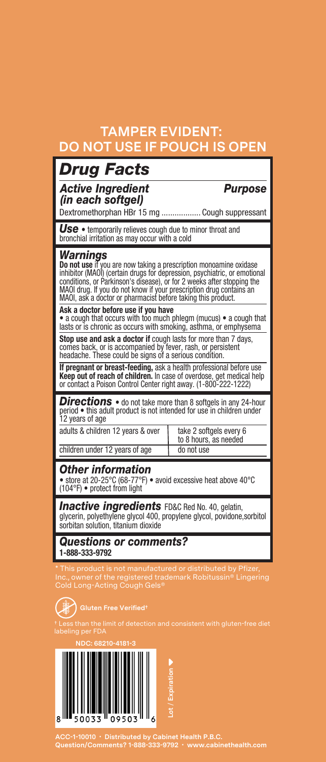## TAMPER EVIDENT: DO NOT USE IF POUCH IS OPEN

# Drug Facts

| ***Active Ingredient (in each softgel)*** | ***Purpose*** |
|---|---|
| Dextromethorphan HBr 15 mg .................. | Cough suppressant |

***Use*** • temporarily relieves cough due to minor throat and bronchial irritation as may occur with a cold

## *Warnings*

**Do not use** if you are now taking a prescription monoamine oxidase inhibitor (MAOI) (certain drugs for depression, psychiatric, or emotional conditions, or Parkinson's disease), or for 2 weeks after stopping the MAOI drug. If you do not know if your prescription drug contains an MAOI, ask a doctor or pharmacist before taking this product.

**Ask a doctor before use if you have**
• a cough that occurs with too much phlegm (mucus) • a cough that lasts or is chronic as occurs with smoking, asthma, or emphysema

**Stop use and ask a doctor if** cough lasts for more than 7 days, comes back, or is accompanied by fever, rash, or persistent headache. These could be signs of a serious condition.

**If pregnant or breast-feeding,** ask a health professional before use
**Keep out of reach of children.** In case of overdose, get medical help or contact a Poison Control Center right away. (1-800-222-1222)

***Directions*** • do not take more than 8 softgels in any 24-hour period • this adult product is not intended for use in children under 12 years of age

| | |
|---|---|
| adults & children 12 years & over | take 2 softgels every 6 to 8 hours, as needed |
| children under 12 years of age | do not use |

## *Other information*

• store at 20-25°C (68-77°F) • avoid excessive heat above 40°C (104°F) • protect from light

***Inactive ingredients*** FD&C Red No. 40, gelatin, glycerin, polyethylene glycol 400, propylene glycol, povidone,sorbitol sorbitan solution, titanium dioxide

## *Questions or comments?*

**1-888-333-9792**

* This product is not manufactured or distributed by Pfizer, Inc., owner of the registered trademark Robitussin® Lingering Cold Long-Acting Cough Gels®

**Gluten Free Verified†**

† Less than the limit of detection and consistent with gluten-free diet labeling per FDA

**NDC: 68210-4181-3**

8 50033 09503 6

Lot / Expiration

**ACC-1-10010 • Distributed by Cabinet Health P.B.C.**
**Question/Comments? 1-888-333-9792 • www.cabinethealth.com**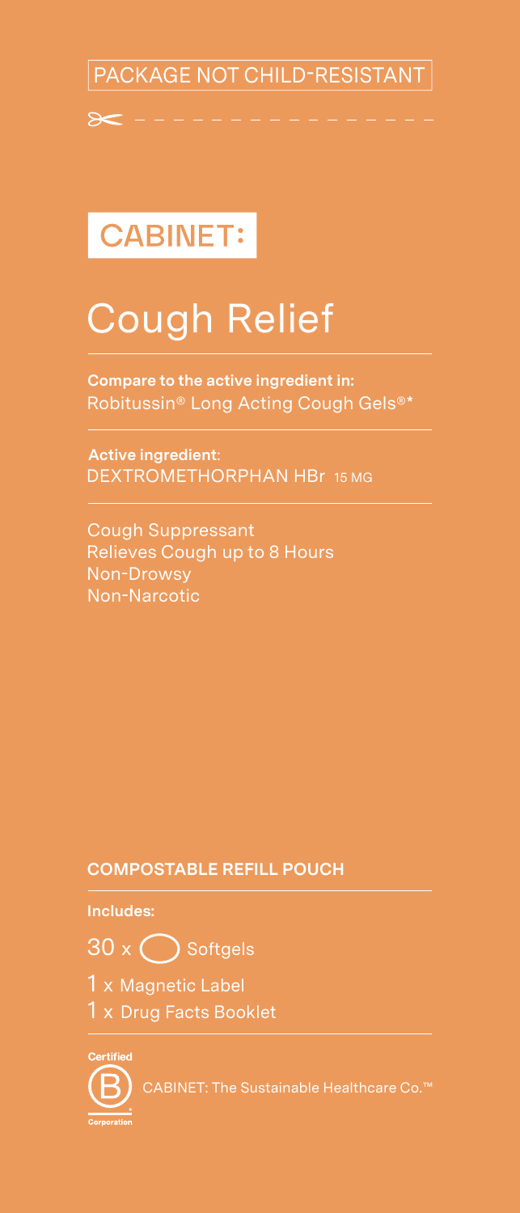PACKAGE NOT CHILD-RESISTANT

CABINET:

# Cough Relief

**Compare to the active ingredient in:**
Robitussin® Long Acting Cough Gels®*

**Active ingredient:**
DEXTROMETHORPHAN HBr 15 MG

Cough Suppressant
Relieves Cough up to 8 Hours
Non-Drowsy
Non-Narcotic

**COMPOSTABLE REFILL POUCH**

**Includes:**

30 x Softgels

1 x Magnetic Label

1 x Drug Facts Booklet

Certified B Corporation

CABINET: The Sustainable Healthcare Co.™